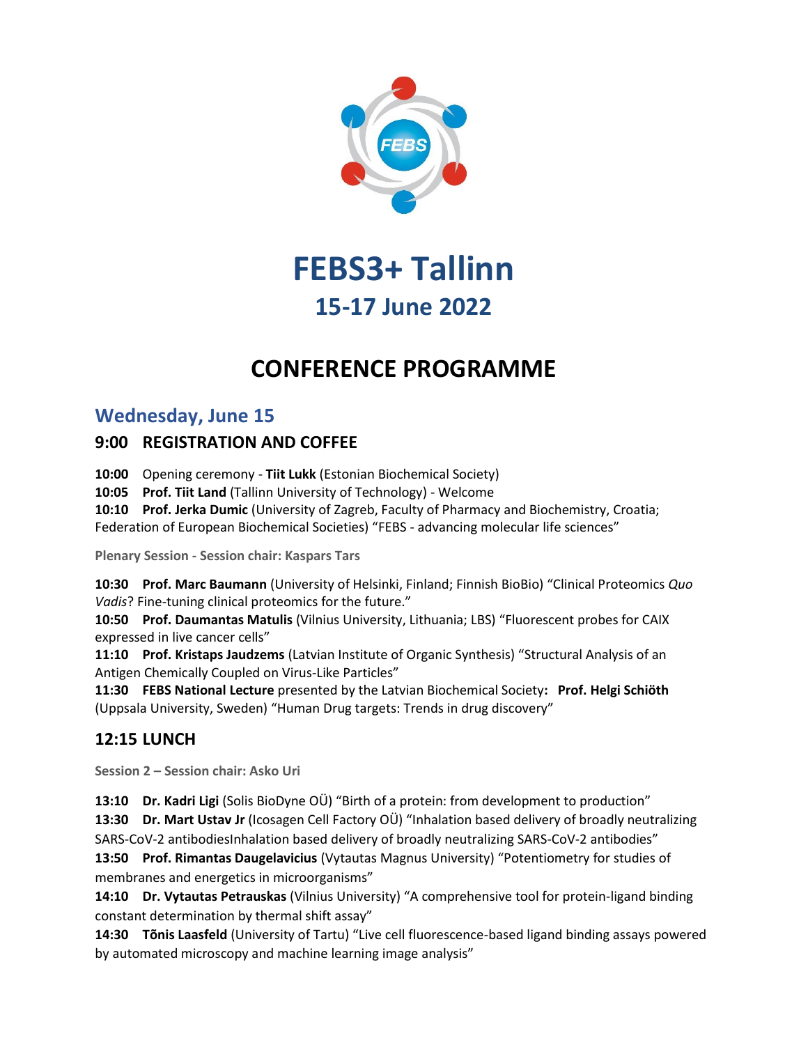# FEBS3+ Tallinn

## 15-17 June 2022

# CONFERENCE PROGRAMME

## Wednesday, June 15

### 9:00 REGISTRATION AND COFFEE

**10:00** Opening ceremony - **Tiit Lukk** (Estonian Biochemical Society)
**10:05** **Prof. Tiit Land** (Tallinn University of Technology) - Welcome
**10:10** **Prof. Jerka Dumic** (University of Zagreb, Faculty of Pharmacy and Biochemistry, Croatia; Federation of European Biochemical Societies) "FEBS - advancing molecular life sciences"

**Plenary Session - Session chair: Kaspars Tars**

**10:30** **Prof. Marc Baumann** (University of Helsinki, Finland; Finnish BioBio) "Clinical Proteomics *Quo Vadis*? Fine-tuning clinical proteomics for the future."
**10:50** **Prof. Daumantas Matulis** (Vilnius University, Lithuania; LBS) "Fluorescent probes for CAIX expressed in live cancer cells"
**11:10** **Prof. Kristaps Jaudzems** (Latvian Institute of Organic Synthesis) "Structural Analysis of an Antigen Chemically Coupled on Virus-Like Particles"
**11:30** **FEBS National Lecture** presented by the Latvian Biochemical Society**:** **Prof. Helgi Schiöth** (Uppsala University, Sweden) "Human Drug targets: Trends in drug discovery"

### 12:15 LUNCH

**Session 2 – Session chair: Asko Uri**

**13:10** **Dr. Kadri Ligi** (Solis BioDyne OÜ) "Birth of a protein: from development to production"
**13:30** **Dr. Mart Ustav Jr** (Icosagen Cell Factory OÜ) "Inhalation based delivery of broadly neutralizing SARS-CoV-2 antibodiesInhalation based delivery of broadly neutralizing SARS-CoV-2 antibodies"
**13:50** **Prof. Rimantas Daugelavicius** (Vytautas Magnus University) "Potentiometry for studies of membranes and energetics in microorganisms"
**14:10** **Dr. Vytautas Petrauskas** (Vilnius University) "A comprehensive tool for protein-ligand binding constant determination by thermal shift assay"
**14:30** **Tõnis Laasfeld** (University of Tartu) "Live cell fluorescence-based ligand binding assays powered by automated microscopy and machine learning image analysis"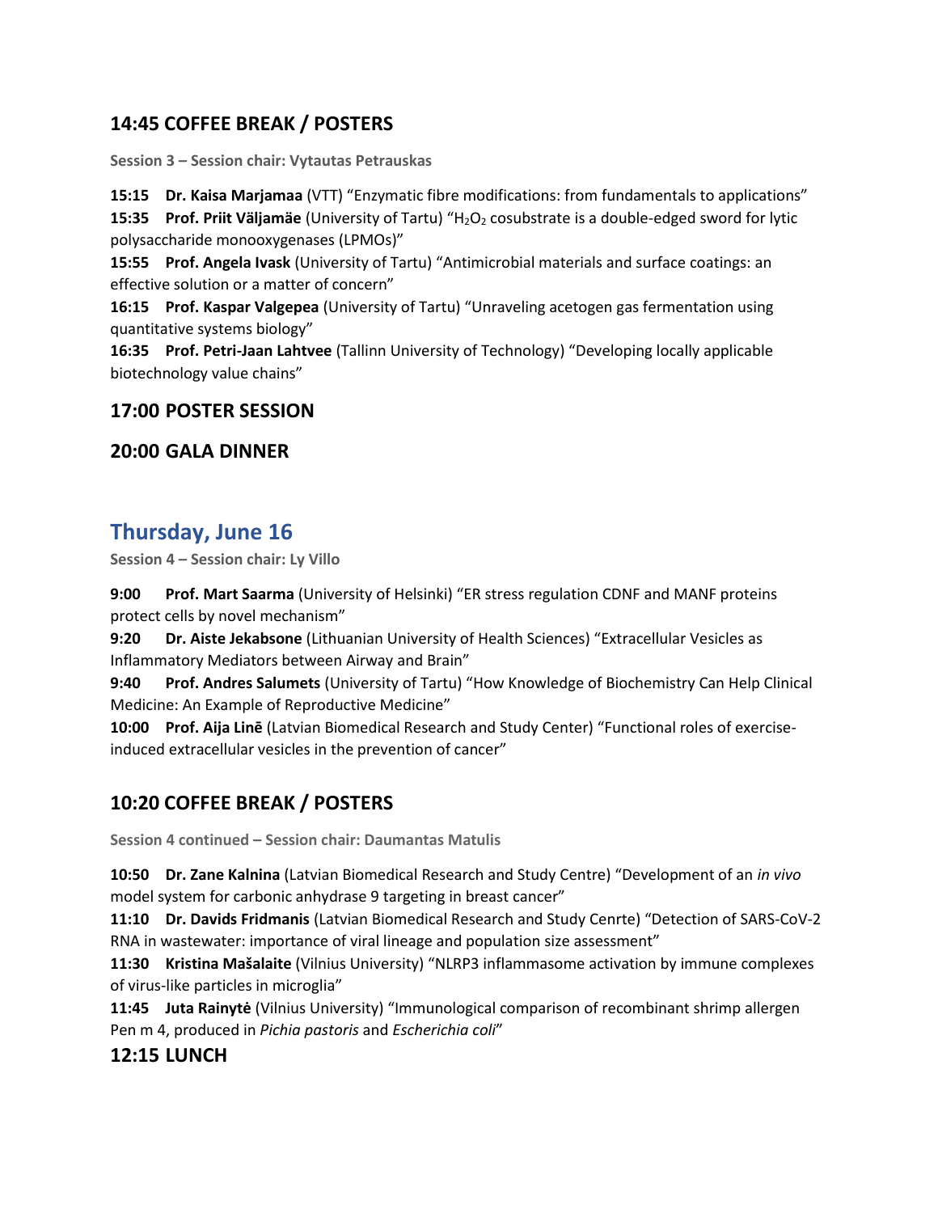## 14:45 COFFEE BREAK / POSTERS

**Session 3 – Session chair: Vytautas Petrauskas**

**15:15 Dr. Kaisa Marjamaa** (VTT) "Enzymatic fibre modifications: from fundamentals to applications"
**15:35 Prof. Priit Väljamäe** (University of Tartu) "$H_2O_2$ cosubstrate is a double-edged sword for lytic polysaccharide monooxygenases (LPMOs)"
**15:55 Prof. Angela Ivask** (University of Tartu) "Antimicrobial materials and surface coatings: an effective solution or a matter of concern"
**16:15 Prof. Kaspar Valgepea** (University of Tartu) "Unraveling acetogen gas fermentation using quantitative systems biology"
**16:35 Prof. Petri-Jaan Lahtvee** (Tallinn University of Technology) "Developing locally applicable biotechnology value chains"

## 17:00 POSTER SESSION

## 20:00 GALA DINNER

# Thursday, June 16

**Session 4 – Session chair: Ly Villo**

**9:00 Prof. Mart Saarma** (University of Helsinki) "ER stress regulation CDNF and MANF proteins protect cells by novel mechanism"
**9:20 Dr. Aiste Jekabsone** (Lithuanian University of Health Sciences) "Extracellular Vesicles as Inflammatory Mediators between Airway and Brain"
**9:40 Prof. Andres Salumets** (University of Tartu) "How Knowledge of Biochemistry Can Help Clinical Medicine: An Example of Reproductive Medicine"
**10:00 Prof. Aija Linē** (Latvian Biomedical Research and Study Center) "Functional roles of exercise-induced extracellular vesicles in the prevention of cancer"

## 10:20 COFFEE BREAK / POSTERS

**Session 4 continued – Session chair: Daumantas Matulis**

**10:50 Dr. Zane Kalnina** (Latvian Biomedical Research and Study Centre) "Development of an *in vivo* model system for carbonic anhydrase 9 targeting in breast cancer"
**11:10 Dr. Davids Fridmanis** (Latvian Biomedical Research and Study Cenrte) "Detection of SARS-CoV-2 RNA in wastewater: importance of viral lineage and population size assessment"
**11:30 Kristina Mašalaite** (Vilnius University) "NLRP3 inflammasome activation by immune complexes of virus-like particles in microglia"
**11:45 Juta Rainytė** (Vilnius University) "Immunological comparison of recombinant shrimp allergen Pen m 4, produced in *Pichia pastoris* and *Escherichia coli*"

## 12:15 LUNCH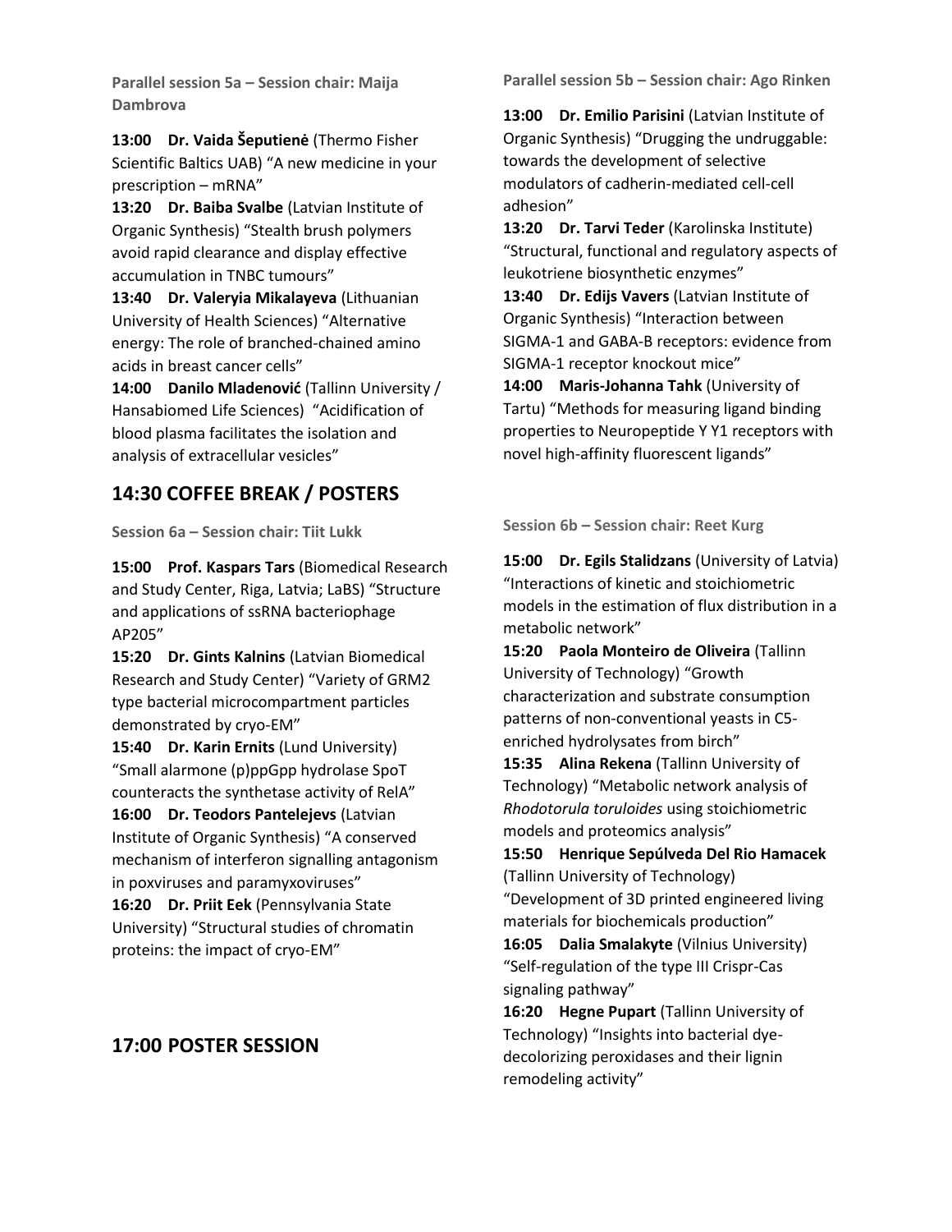**Parallel session 5a – Session chair: Maija Dambrova**

**13:00 Dr. Vaida Šeputienė** (Thermo Fisher Scientific Baltics UAB) "A new medicine in your prescription – mRNA"
**13:20 Dr. Baiba Svalbe** (Latvian Institute of Organic Synthesis) "Stealth brush polymers avoid rapid clearance and display effective accumulation in TNBC tumours"
**13:40 Dr. Valeryia Mikalayeva** (Lithuanian University of Health Sciences) "Alternative energy: The role of branched-chained amino acids in breast cancer cells"
**14:00 Danilo Mladenović** (Tallinn University / Hansabiomed Life Sciences) "Acidification of blood plasma facilitates the isolation and analysis of extracellular vesicles"

**Parallel session 5b – Session chair: Ago Rinken**

**13:00 Dr. Emilio Parisini** (Latvian Institute of Organic Synthesis) "Drugging the undruggable: towards the development of selective modulators of cadherin-mediated cell-cell adhesion"
**13:20 Dr. Tarvi Teder** (Karolinska Institute) "Structural, functional and regulatory aspects of leukotriene biosynthetic enzymes"
**13:40 Dr. Edijs Vavers** (Latvian Institute of Organic Synthesis) "Interaction between SIGMA-1 and GABA-B receptors: evidence from SIGMA-1 receptor knockout mice"
**14:00 Maris-Johanna Tahk** (University of Tartu) "Methods for measuring ligand binding properties to Neuropeptide Y Y1 receptors with novel high-affinity fluorescent ligands"

## 14:30 COFFEE BREAK / POSTERS

**Session 6a – Session chair: Tiit Lukk**

**15:00 Prof. Kaspars Tars** (Biomedical Research and Study Center, Riga, Latvia; LaBS) "Structure and applications of ssRNA bacteriophage AP205"
**15:20 Dr. Gints Kalnins** (Latvian Biomedical Research and Study Center) "Variety of GRM2 type bacterial microcompartment particles demonstrated by cryo-EM"
**15:40 Dr. Karin Ernits** (Lund University) "Small alarmone (p)ppGpp hydrolase SpoT counteracts the synthetase activity of RelA"
**16:00 Dr. Teodors Pantelejevs** (Latvian Institute of Organic Synthesis) "A conserved mechanism of interferon signalling antagonism in poxviruses and paramyxoviruses"
**16:20 Dr. Priit Eek** (Pennsylvania State University) "Structural studies of chromatin proteins: the impact of cryo-EM"

**Session 6b – Session chair: Reet Kurg**

**15:00 Dr. Egils Stalidzans** (University of Latvia) "Interactions of kinetic and stoichiometric models in the estimation of flux distribution in a metabolic network"
**15:20 Paola Monteiro de Oliveira** (Tallinn University of Technology) "Growth characterization and substrate consumption patterns of non-conventional yeasts in C5-enriched hydrolysates from birch"
**15:35 Alina Rekena** (Tallinn University of Technology) "Metabolic network analysis of *Rhodotorula toruloides* using stoichiometric models and proteomics analysis"
**15:50 Henrique Sepúlveda Del Rio Hamacek** (Tallinn University of Technology) "Development of 3D printed engineered living materials for biochemicals production"
**16:05 Dalia Smalakyte** (Vilnius University) "Self-regulation of the type III Crispr-Cas signaling pathway"
**16:20 Hegne Pupart** (Tallinn University of Technology) "Insights into bacterial dye-decolorizing peroxidases and their lignin remodeling activity"

## 17:00 POSTER SESSION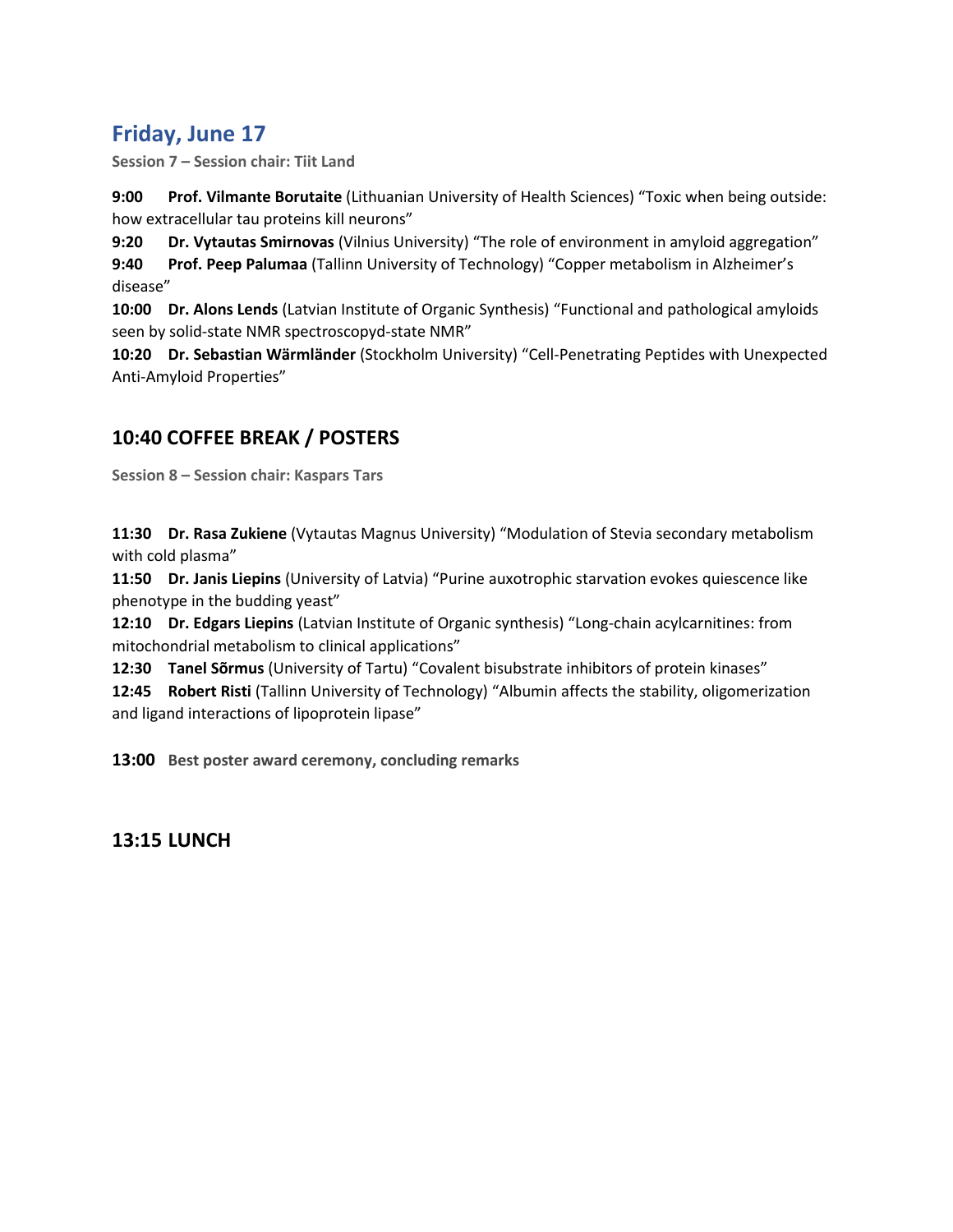## Friday, June 17

**Session 7 – Session chair: Tiit Land**

**9:00** **Prof. Vilmante Borutaite** (Lithuanian University of Health Sciences) "Toxic when being outside: how extracellular tau proteins kill neurons"
**9:20** **Dr. Vytautas Smirnovas** (Vilnius University) "The role of environment in amyloid aggregation"
**9:40** **Prof. Peep Palumaa** (Tallinn University of Technology) "Copper metabolism in Alzheimer's disease"
**10:00** **Dr. Alons Lends** (Latvian Institute of Organic Synthesis) "Functional and pathological amyloids seen by solid-state NMR spectroscopyd-state NMR"
**10:20** **Dr. Sebastian Wärmländer** (Stockholm University) "Cell-Penetrating Peptides with Unexpected Anti-Amyloid Properties"

## 10:40 COFFEE BREAK / POSTERS

**Session 8 – Session chair: Kaspars Tars**

**11:30** **Dr. Rasa Zukiene** (Vytautas Magnus University) "Modulation of Stevia secondary metabolism with cold plasma"
**11:50** **Dr. Janis Liepins** (University of Latvia) "Purine auxotrophic starvation evokes quiescence like phenotype in the budding yeast"
**12:10** **Dr. Edgars Liepins** (Latvian Institute of Organic synthesis) "Long-chain acylcarnitines: from mitochondrial metabolism to clinical applications"
**12:30** **Tanel Sõrmus** (University of Tartu) "Covalent bisubstrate inhibitors of protein kinases"
**12:45** **Robert Risti** (Tallinn University of Technology) "Albumin affects the stability, oligomerization and ligand interactions of lipoprotein lipase"

**13:00** **Best poster award ceremony, concluding remarks**

## 13:15 LUNCH